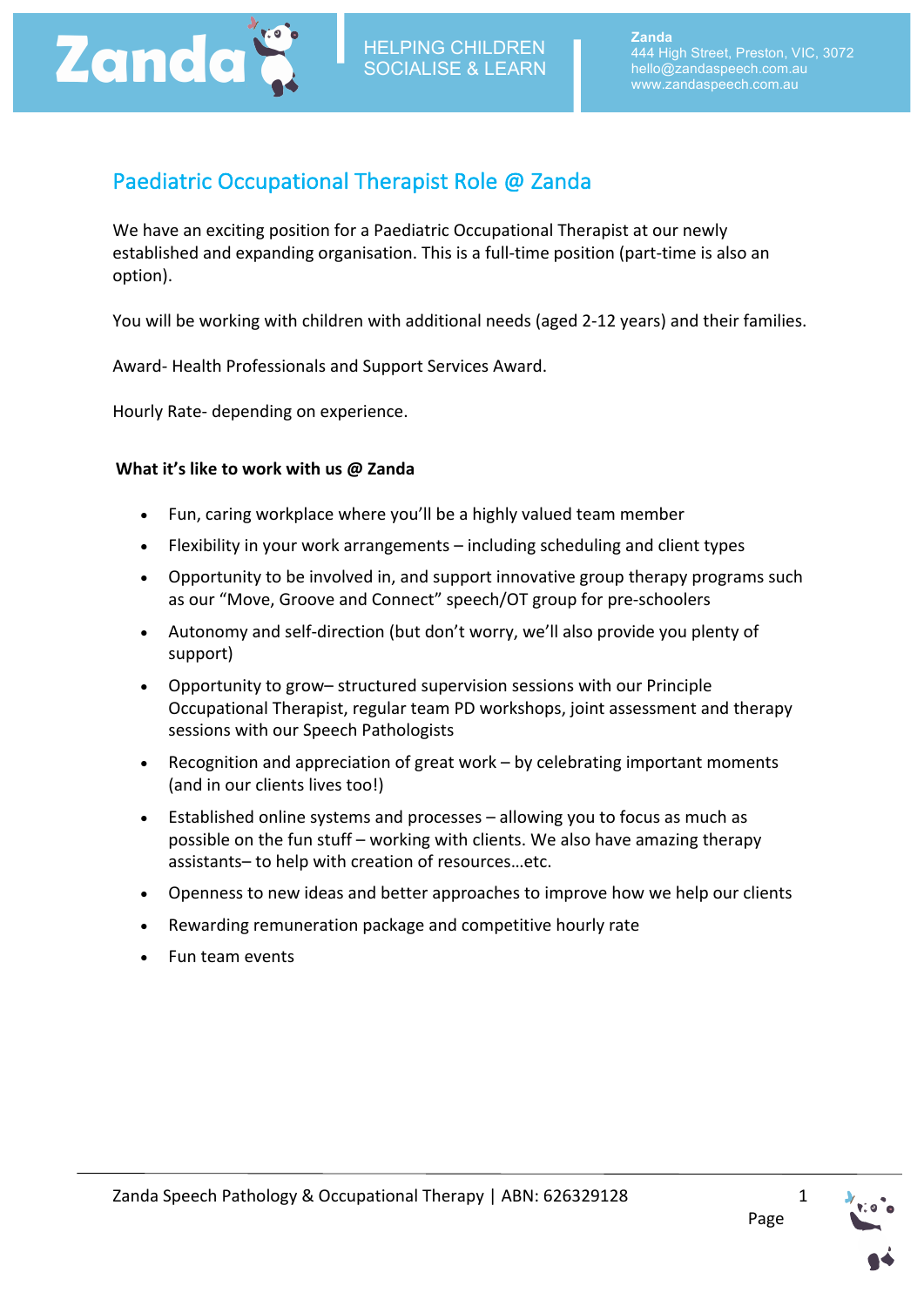# Paediatric Occupational Therapist Role @ Zanda

We have an exciting position for a Paediatric Occupational Therapist at our newly established and expanding organisation. This is a full-time position (part-time is also an option).

You will be working with children with additional needs (aged 2-12 years) and their families.

Award- Health Professionals and Support Services Award.

Hourly Rate- depending on experience.

**What it's like to work with us @ Zanda**

- Fun, caring workplace where you'll be a highly valued team member
- Flexibility in your work arrangements – including scheduling and client types
- Opportunity to be involved in, and support innovative group therapy programs such as our "Move, Groove and Connect" speech/OT group for pre-schoolers
- Autonomy and self-direction (but don't worry, we'll also provide you plenty of support)
- Opportunity to grow– structured supervision sessions with our Principle Occupational Therapist, regular team PD workshops, joint assessment and therapy sessions with our Speech Pathologists
- Recognition and appreciation of great work – by celebrating important moments (and in our clients lives too!)
- Established online systems and processes – allowing you to focus as much as possible on the fun stuff – working with clients. We also have amazing therapy assistants– to help with creation of resources…etc.
- Openness to new ideas and better approaches to improve how we help our clients
- Rewarding remuneration package and competitive hourly rate
- Fun team events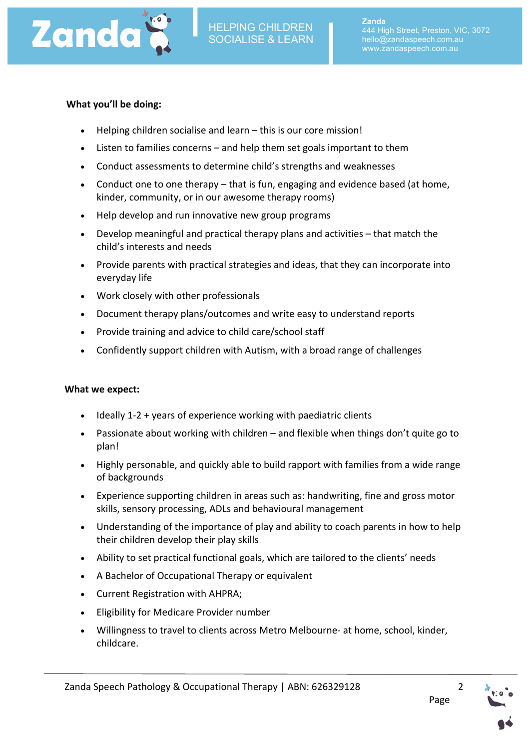**What you'll be doing:**

- Helping children socialise and learn – this is our core mission!
- Listen to families concerns – and help them set goals important to them
- Conduct assessments to determine child's strengths and weaknesses
- Conduct one to one therapy – that is fun, engaging and evidence based (at home, kinder, community, or in our awesome therapy rooms)
- Help develop and run innovative new group programs
- Develop meaningful and practical therapy plans and activities – that match the child's interests and needs
- Provide parents with practical strategies and ideas, that they can incorporate into everyday life
- Work closely with other professionals
- Document therapy plans/outcomes and write easy to understand reports
- Provide training and advice to child care/school staff
- Confidently support children with Autism, with a broad range of challenges

**What we expect:**

- Ideally 1-2 + years of experience working with paediatric clients
- Passionate about working with children – and flexible when things don't quite go to plan!
- Highly personable, and quickly able to build rapport with families from a wide range of backgrounds
- Experience supporting children in areas such as: handwriting, fine and gross motor skills, sensory processing, ADLs and behavioural management
- Understanding of the importance of play and ability to coach parents in how to help their children develop their play skills
- Ability to set practical functional goals, which are tailored to the clients' needs
- A Bachelor of Occupational Therapy or equivalent
- Current Registration with AHPRA;
- Eligibility for Medicare Provider number
- Willingness to travel to clients across Metro Melbourne- at home, school, kinder, childcare.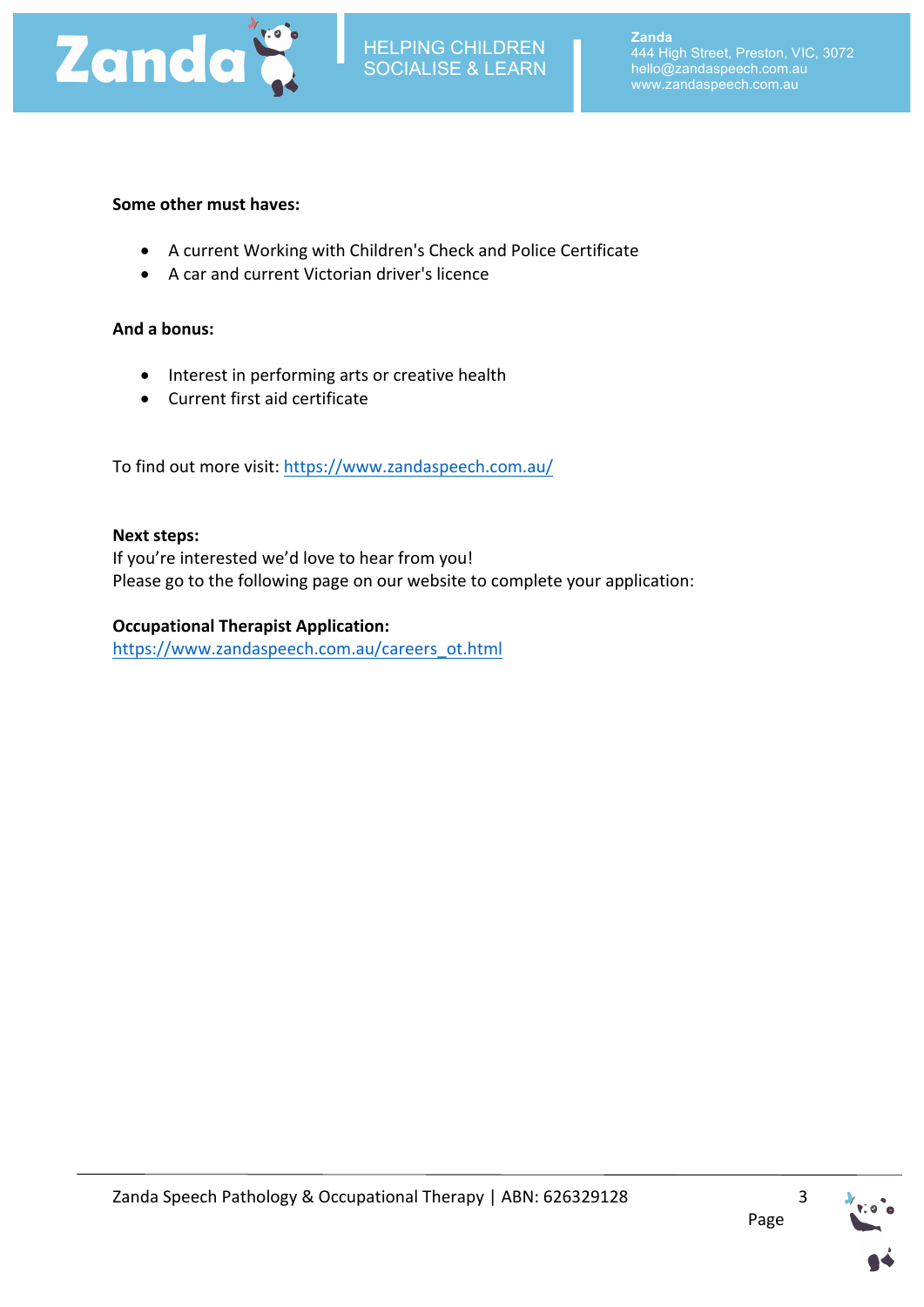**Some other must haves:**

- A current Working with Children's Check and Police Certificate
- A car and current Victorian driver's licence

**And a bonus:**

- Interest in performing arts or creative health
- Current first aid certificate

To find out more visit: https://www.zandaspeech.com.au/

**Next steps:**
If you're interested we'd love to hear from you!
Please go to the following page on our website to complete your application:

**Occupational Therapist Application:**
https://www.zandaspeech.com.au/careers_ot.html